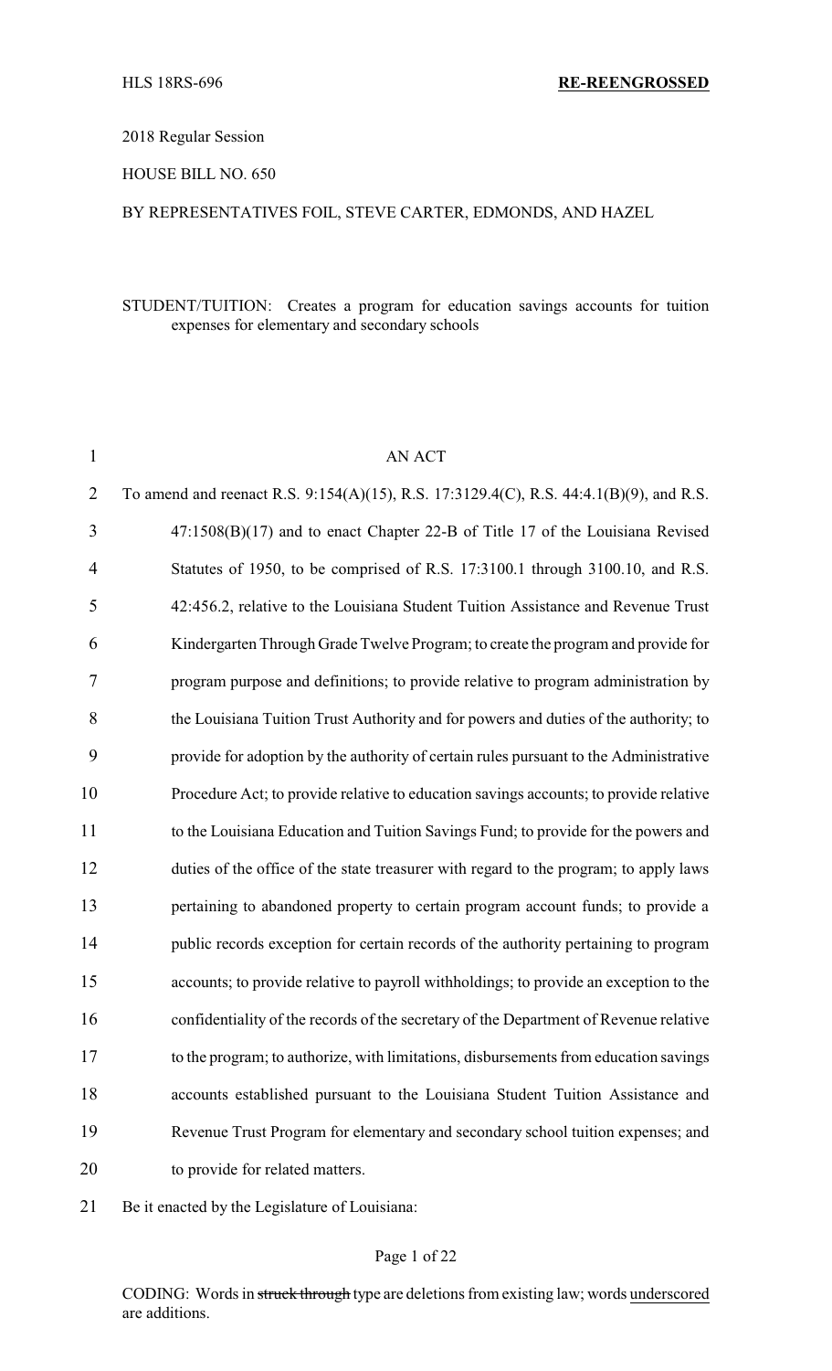HLS 18RS-696 **RE-REENGROSSED**

2018 Regular Session

HOUSE BILL NO. 650

BY REPRESENTATIVES FOIL, STEVE CARTER, EDMONDS, AND HAZEL

STUDENT/TUITION: Creates a program for education savings accounts for tuition expenses for elementary and secondary schools

AN ACT

To amend and reenact R.S. 9:154(A)(15), R.S. 17:3129.4(C), R.S. 44:4.1(B)(9), and R.S. 47:1508(B)(17) and to enact Chapter 22-B of Title 17 of the Louisiana Revised Statutes of 1950, to be comprised of R.S. 17:3100.1 through 3100.10, and R.S. 42:456.2, relative to the Louisiana Student Tuition Assistance and Revenue Trust Kindergarten Through Grade Twelve Program; to create the program and provide for program purpose and definitions; to provide relative to program administration by the Louisiana Tuition Trust Authority and for powers and duties of the authority; to provide for adoption by the authority of certain rules pursuant to the Administrative Procedure Act; to provide relative to education savings accounts; to provide relative to the Louisiana Education and Tuition Savings Fund; to provide for the powers and duties of the office of the state treasurer with regard to the program; to apply laws pertaining to abandoned property to certain program account funds; to provide a public records exception for certain records of the authority pertaining to program accounts; to provide relative to payroll withholdings; to provide an exception to the confidentiality of the records of the secretary of the Department of Revenue relative to the program; to authorize, with limitations, disbursements from education savings accounts established pursuant to the Louisiana Student Tuition Assistance and Revenue Trust Program for elementary and secondary school tuition expenses; and to provide for related matters.

Be it enacted by the Legislature of Louisiana:

CODING: Words in ~~struck through~~ type are deletions from existing law; words underscored are additions.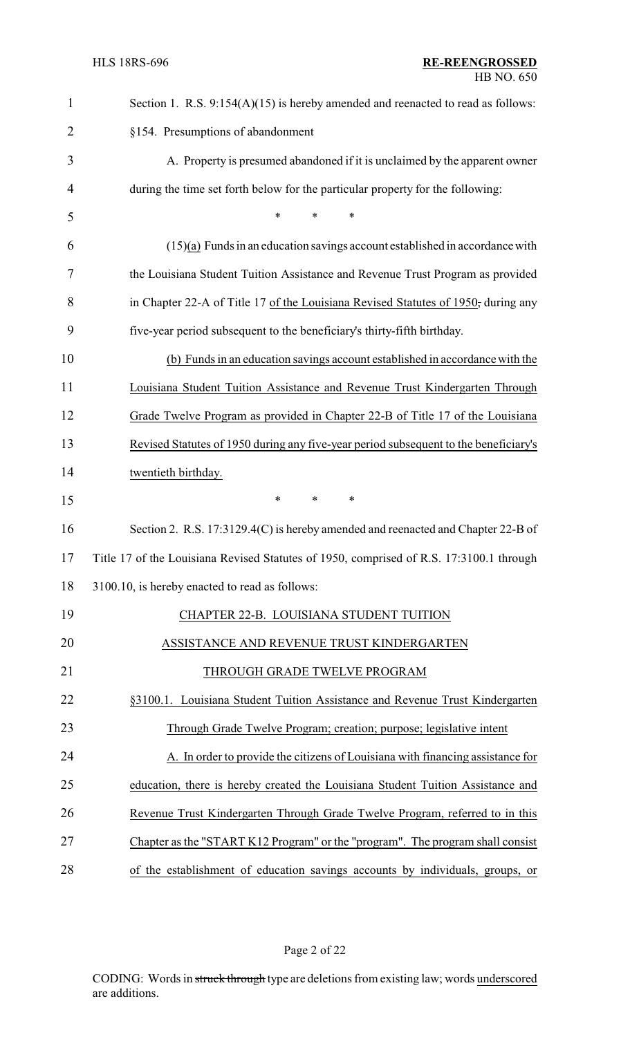Section 1. R.S. 9:154(A)(15) is hereby amended and reenacted to read as follows:

§154. Presumptions of abandonment

A. Property is presumed abandoned if it is unclaimed by the apparent owner during the time set forth below for the particular property for the following:

\* \* \*

(15)(a) Funds in an education savings account established in accordance with the Louisiana Student Tuition Assistance and Revenue Trust Program as provided in Chapter 22-A of Title 17 of the Louisiana Revised Statutes of 1950, during any five-year period subsequent to the beneficiary's thirty-fifth birthday.

(b) Funds in an education savings account established in accordance with the Louisiana Student Tuition Assistance and Revenue Trust Kindergarten Through Grade Twelve Program as provided in Chapter 22-B of Title 17 of the Louisiana Revised Statutes of 1950 during any five-year period subsequent to the beneficiary's twentieth birthday.

\* \* \*

Section 2. R.S. 17:3129.4(C) is hereby amended and reenacted and Chapter 22-B of Title 17 of the Louisiana Revised Statutes of 1950, comprised of R.S. 17:3100.1 through 3100.10, is hereby enacted to read as follows:

CHAPTER 22-B. LOUISIANA STUDENT TUITION ASSISTANCE AND REVENUE TRUST KINDERGARTEN THROUGH GRADE TWELVE PROGRAM

§3100.1. Louisiana Student Tuition Assistance and Revenue Trust Kindergarten Through Grade Twelve Program; creation; purpose; legislative intent

A. In order to provide the citizens of Louisiana with financing assistance for education, there is hereby created the Louisiana Student Tuition Assistance and Revenue Trust Kindergarten Through Grade Twelve Program, referred to in this Chapter as the "START K12 Program" or the "program". The program shall consist of the establishment of education savings accounts by individuals, groups, or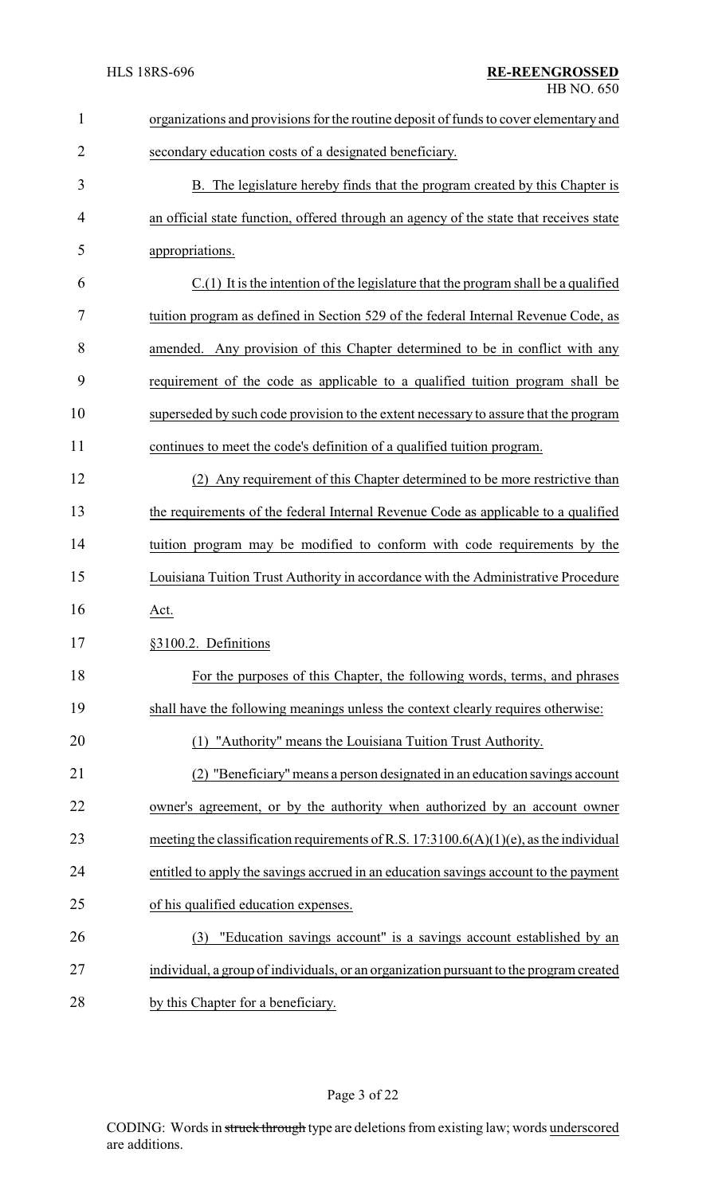organizations and provisions for the routine deposit of funds to cover elementary and secondary education costs of a designated beneficiary.

B. The legislature hereby finds that the program created by this Chapter is an official state function, offered through an agency of the state that receives state appropriations.

C.(1) It is the intention of the legislature that the program shall be a qualified tuition program as defined in Section 529 of the federal Internal Revenue Code, as amended. Any provision of this Chapter determined to be in conflict with any requirement of the code as applicable to a qualified tuition program shall be superseded by such code provision to the extent necessary to assure that the program continues to meet the code's definition of a qualified tuition program.

(2) Any requirement of this Chapter determined to be more restrictive than the requirements of the federal Internal Revenue Code as applicable to a qualified tuition program may be modified to conform with code requirements by the Louisiana Tuition Trust Authority in accordance with the Administrative Procedure Act.

§3100.2. Definitions

For the purposes of this Chapter, the following words, terms, and phrases shall have the following meanings unless the context clearly requires otherwise:

(1) "Authority" means the Louisiana Tuition Trust Authority.

(2) "Beneficiary" means a person designated in an education savings account owner's agreement, or by the authority when authorized by an account owner meeting the classification requirements of R.S. 17:3100.6(A)(1)(e), as the individual entitled to apply the savings accrued in an education savings account to the payment of his qualified education expenses.

(3) "Education savings account" is a savings account established by an individual, a group of individuals, or an organization pursuant to the program created by this Chapter for a beneficiary.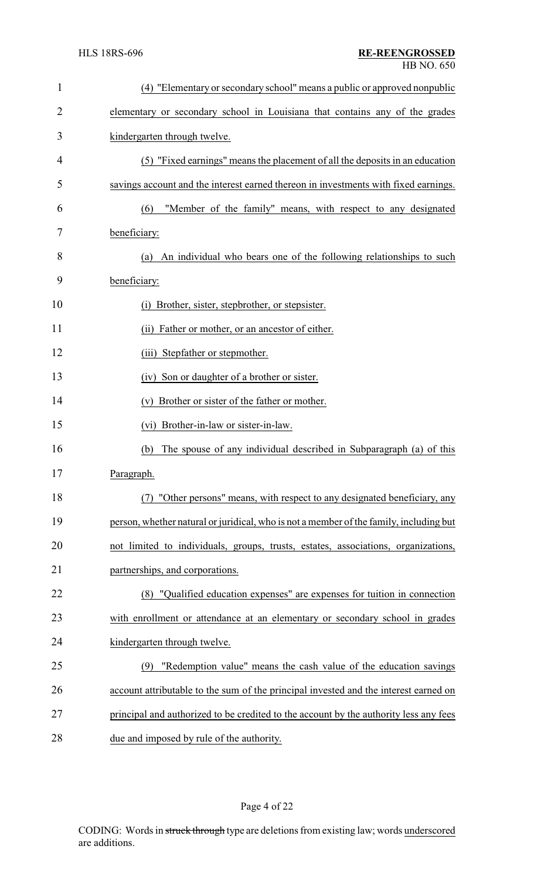(4) "Elementary or secondary school" means a public or approved nonpublic elementary or secondary school in Louisiana that contains any of the grades kindergarten through twelve.

(5) "Fixed earnings" means the placement of all the deposits in an education savings account and the interest earned thereon in investments with fixed earnings.

(6) "Member of the family" means, with respect to any designated beneficiary:

(a) An individual who bears one of the following relationships to such beneficiary:

(i) Brother, sister, stepbrother, or stepsister.

(ii) Father or mother, or an ancestor of either.

(iii) Stepfather or stepmother.

(iv) Son or daughter of a brother or sister.

(v) Brother or sister of the father or mother.

(vi) Brother-in-law or sister-in-law.

(b) The spouse of any individual described in Subparagraph (a) of this Paragraph.

(7) "Other persons" means, with respect to any designated beneficiary, any person, whether natural or juridical, who is not a member of the family, including but not limited to individuals, groups, trusts, estates, associations, organizations, partnerships, and corporations.

(8) "Qualified education expenses" are expenses for tuition in connection with enrollment or attendance at an elementary or secondary school in grades kindergarten through twelve.

(9) "Redemption value" means the cash value of the education savings account attributable to the sum of the principal invested and the interest earned on principal and authorized to be credited to the account by the authority less any fees due and imposed by rule of the authority.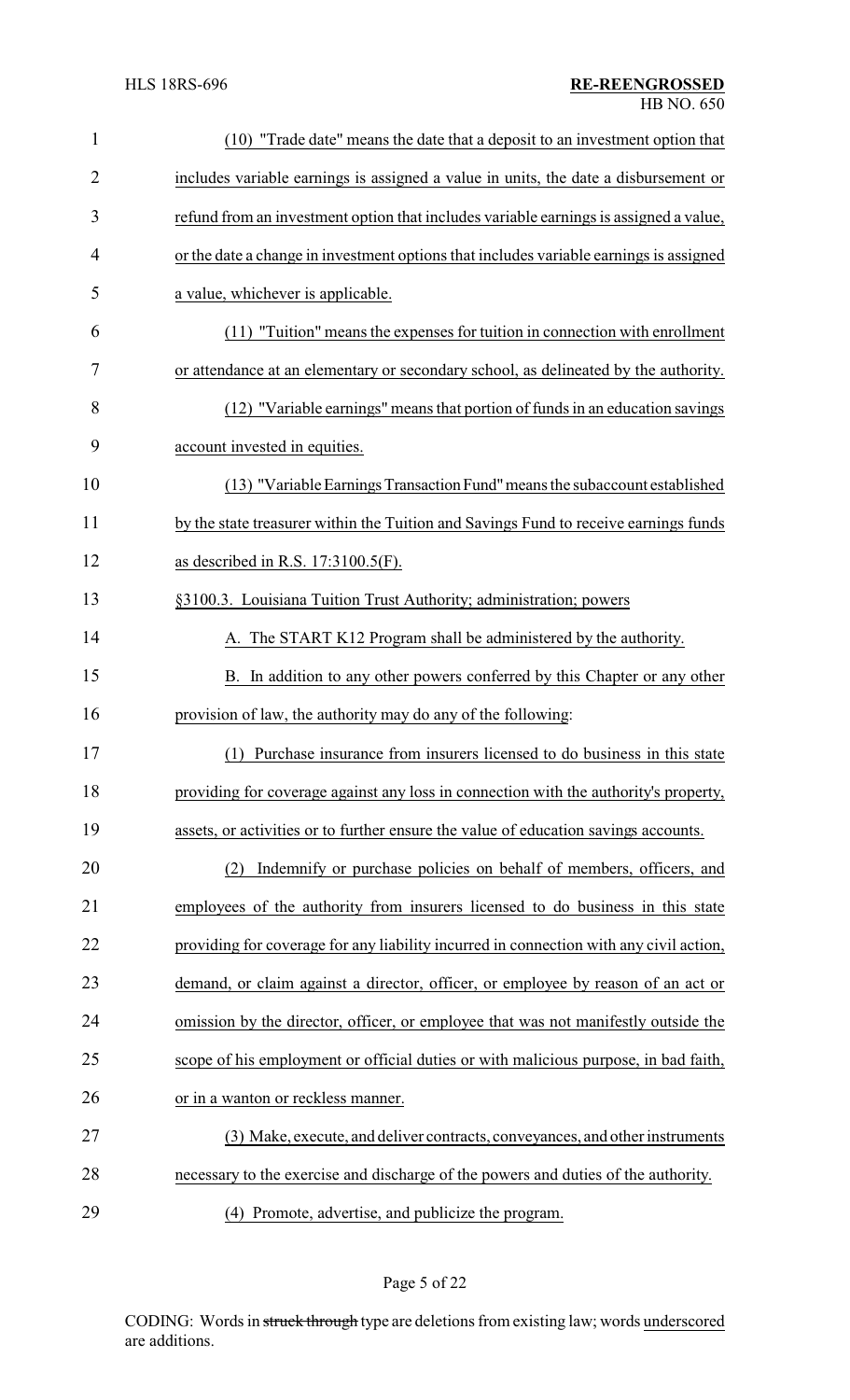(10) "Trade date" means the date that a deposit to an investment option that includes variable earnings is assigned a value in units, the date a disbursement or refund from an investment option that includes variable earnings is assigned a value, or the date a change in investment options that includes variable earnings is assigned a value, whichever is applicable.

(11) "Tuition" means the expenses for tuition in connection with enrollment or attendance at an elementary or secondary school, as delineated by the authority.

(12) "Variable earnings" means that portion of funds in an education savings account invested in equities.

(13) "Variable Earnings Transaction Fund" means the subaccount established by the state treasurer within the Tuition and Savings Fund to receive earnings funds as described in R.S. 17:3100.5(F).

§3100.3. Louisiana Tuition Trust Authority; administration; powers

A. The START K12 Program shall be administered by the authority.

B. In addition to any other powers conferred by this Chapter or any other provision of law, the authority may do any of the following:

(1) Purchase insurance from insurers licensed to do business in this state providing for coverage against any loss in connection with the authority's property, assets, or activities or to further ensure the value of education savings accounts.

(2) Indemnify or purchase policies on behalf of members, officers, and employees of the authority from insurers licensed to do business in this state providing for coverage for any liability incurred in connection with any civil action, demand, or claim against a director, officer, or employee by reason of an act or omission by the director, officer, or employee that was not manifestly outside the scope of his employment or official duties or with malicious purpose, in bad faith, or in a wanton or reckless manner.

(3) Make, execute, and deliver contracts, conveyances, and other instruments necessary to the exercise and discharge of the powers and duties of the authority.

(4) Promote, advertise, and publicize the program.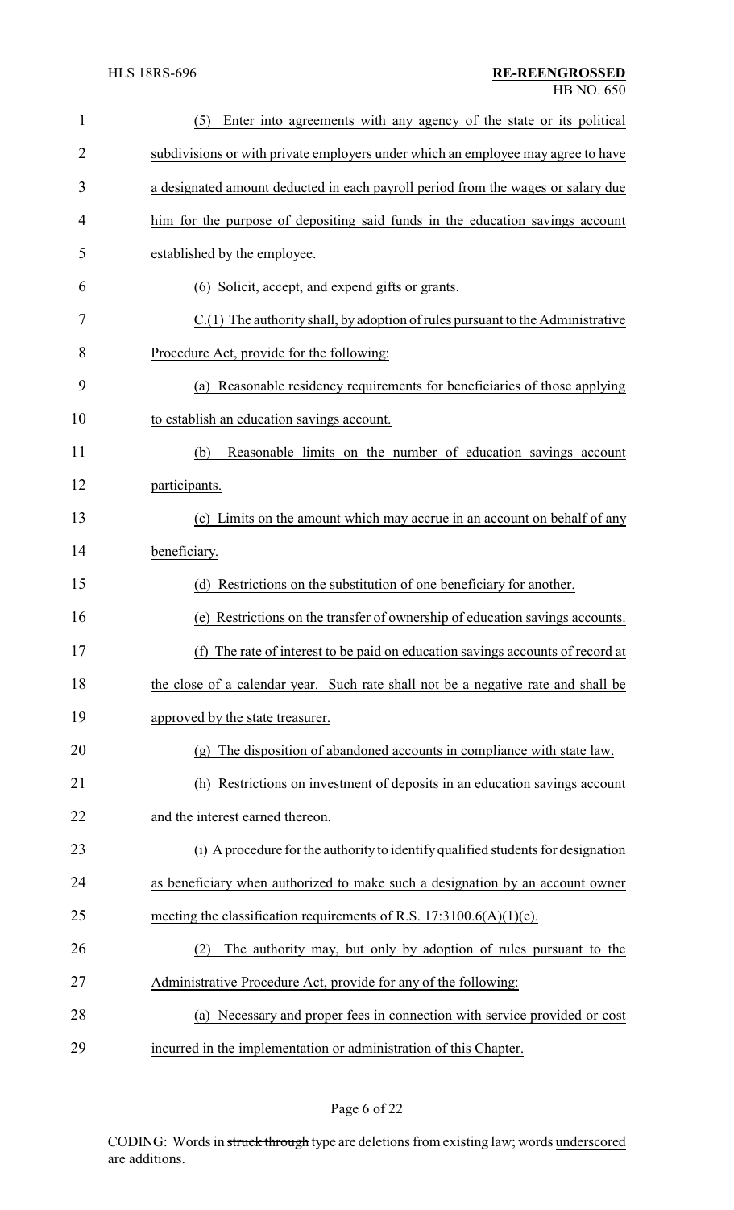(5) Enter into agreements with any agency of the state or its political subdivisions or with private employers under which an employee may agree to have a designated amount deducted in each payroll period from the wages or salary due him for the purpose of depositing said funds in the education savings account established by the employee.

(6) Solicit, accept, and expend gifts or grants.

C.(1) The authority shall, by adoption of rules pursuant to the Administrative Procedure Act, provide for the following:

(a) Reasonable residency requirements for beneficiaries of those applying to establish an education savings account.

(b) Reasonable limits on the number of education savings account participants.

(c) Limits on the amount which may accrue in an account on behalf of any beneficiary.

(d) Restrictions on the substitution of one beneficiary for another.

(e) Restrictions on the transfer of ownership of education savings accounts.

(f) The rate of interest to be paid on education savings accounts of record at the close of a calendar year. Such rate shall not be a negative rate and shall be approved by the state treasurer.

(g) The disposition of abandoned accounts in compliance with state law.

(h) Restrictions on investment of deposits in an education savings account and the interest earned thereon.

(i) A procedure for the authority to identify qualified students for designation as beneficiary when authorized to make such a designation by an account owner meeting the classification requirements of R.S. 17:3100.6(A)(1)(e).

(2) The authority may, but only by adoption of rules pursuant to the Administrative Procedure Act, provide for any of the following:

(a) Necessary and proper fees in connection with service provided or cost incurred in the implementation or administration of this Chapter.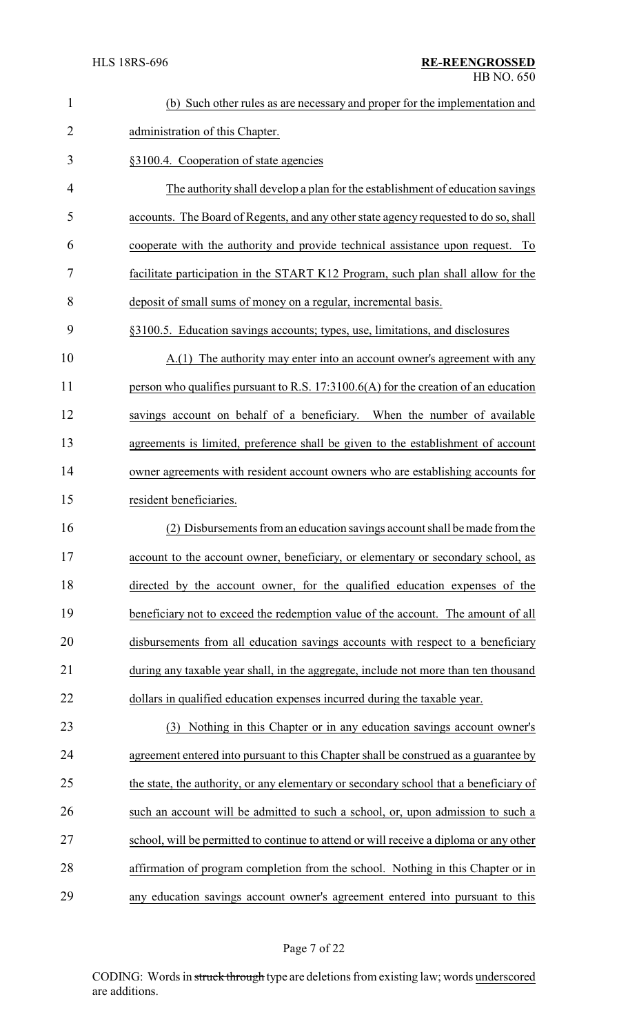(b) Such other rules as are necessary and proper for the implementation and administration of this Chapter.

§3100.4. Cooperation of state agencies

The authority shall develop a plan for the establishment of education savings accounts. The Board of Regents, and any other state agency requested to do so, shall cooperate with the authority and provide technical assistance upon request. To facilitate participation in the START K12 Program, such plan shall allow for the deposit of small sums of money on a regular, incremental basis.

§3100.5. Education savings accounts; types, use, limitations, and disclosures

A.(1) The authority may enter into an account owner's agreement with any person who qualifies pursuant to R.S. 17:3100.6(A) for the creation of an education savings account on behalf of a beneficiary. When the number of available agreements is limited, preference shall be given to the establishment of account owner agreements with resident account owners who are establishing accounts for resident beneficiaries.

(2) Disbursements from an education savings account shall be made from the account to the account owner, beneficiary, or elementary or secondary school, as directed by the account owner, for the qualified education expenses of the beneficiary not to exceed the redemption value of the account. The amount of all disbursements from all education savings accounts with respect to a beneficiary during any taxable year shall, in the aggregate, include not more than ten thousand dollars in qualified education expenses incurred during the taxable year.

(3) Nothing in this Chapter or in any education savings account owner's agreement entered into pursuant to this Chapter shall be construed as a guarantee by the state, the authority, or any elementary or secondary school that a beneficiary of such an account will be admitted to such a school, or, upon admission to such a school, will be permitted to continue to attend or will receive a diploma or any other affirmation of program completion from the school. Nothing in this Chapter or in any education savings account owner's agreement entered into pursuant to this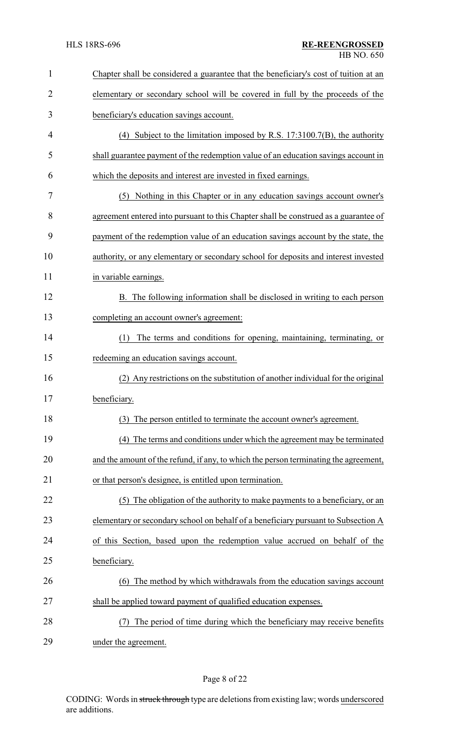Chapter shall be considered a guarantee that the beneficiary's cost of tuition at an elementary or secondary school will be covered in full by the proceeds of the beneficiary's education savings account.

(4) Subject to the limitation imposed by R.S. 17:3100.7(B), the authority shall guarantee payment of the redemption value of an education savings account in which the deposits and interest are invested in fixed earnings.

(5) Nothing in this Chapter or in any education savings account owner's agreement entered into pursuant to this Chapter shall be construed as a guarantee of payment of the redemption value of an education savings account by the state, the authority, or any elementary or secondary school for deposits and interest invested in variable earnings.

B. The following information shall be disclosed in writing to each person completing an account owner's agreement:

(1) The terms and conditions for opening, maintaining, terminating, or redeeming an education savings account.

(2) Any restrictions on the substitution of another individual for the original beneficiary.

(3) The person entitled to terminate the account owner's agreement.

(4) The terms and conditions under which the agreement may be terminated and the amount of the refund, if any, to which the person terminating the agreement, or that person's designee, is entitled upon termination.

(5) The obligation of the authority to make payments to a beneficiary, or an elementary or secondary school on behalf of a beneficiary pursuant to Subsection A of this Section, based upon the redemption value accrued on behalf of the beneficiary.

(6) The method by which withdrawals from the education savings account shall be applied toward payment of qualified education expenses.

(7) The period of time during which the beneficiary may receive benefits under the agreement.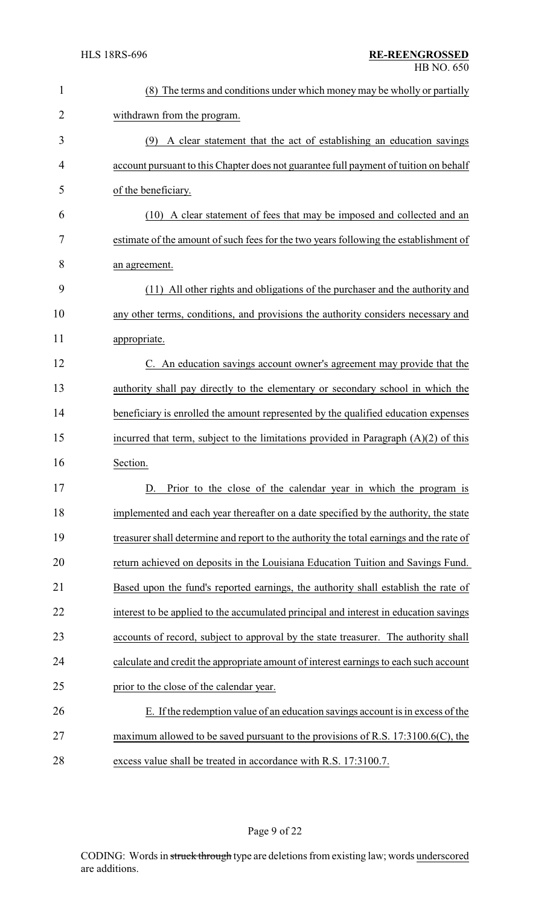(8) The terms and conditions under which money may be wholly or partially withdrawn from the program.

(9) A clear statement that the act of establishing an education savings account pursuant to this Chapter does not guarantee full payment of tuition on behalf of the beneficiary.

(10) A clear statement of fees that may be imposed and collected and an estimate of the amount of such fees for the two years following the establishment of an agreement.

(11) All other rights and obligations of the purchaser and the authority and any other terms, conditions, and provisions the authority considers necessary and appropriate.

C. An education savings account owner's agreement may provide that the authority shall pay directly to the elementary or secondary school in which the beneficiary is enrolled the amount represented by the qualified education expenses incurred that term, subject to the limitations provided in Paragraph (A)(2) of this Section.

D. Prior to the close of the calendar year in which the program is implemented and each year thereafter on a date specified by the authority, the state treasurer shall determine and report to the authority the total earnings and the rate of return achieved on deposits in the Louisiana Education Tuition and Savings Fund. Based upon the fund's reported earnings, the authority shall establish the rate of interest to be applied to the accumulated principal and interest in education savings accounts of record, subject to approval by the state treasurer. The authority shall calculate and credit the appropriate amount of interest earnings to each such account prior to the close of the calendar year.

E. If the redemption value of an education savings account is in excess of the maximum allowed to be saved pursuant to the provisions of R.S. 17:3100.6(C), the excess value shall be treated in accordance with R.S. 17:3100.7.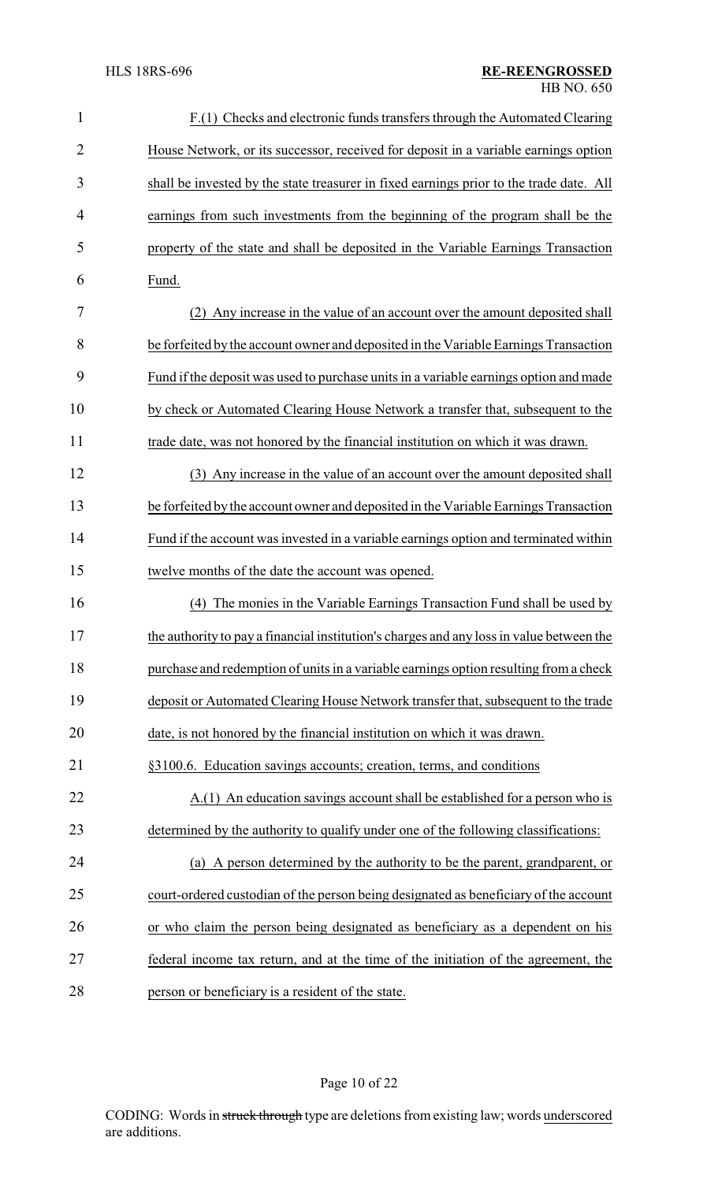F.(1) Checks and electronic funds transfers through the Automated Clearing House Network, or its successor, received for deposit in a variable earnings option shall be invested by the state treasurer in fixed earnings prior to the trade date. All earnings from such investments from the beginning of the program shall be the property of the state and shall be deposited in the Variable Earnings Transaction Fund.

(2) Any increase in the value of an account over the amount deposited shall be forfeited by the account owner and deposited in the Variable Earnings Transaction Fund if the deposit was used to purchase units in a variable earnings option and made by check or Automated Clearing House Network a transfer that, subsequent to the trade date, was not honored by the financial institution on which it was drawn.

(3) Any increase in the value of an account over the amount deposited shall be forfeited by the account owner and deposited in the Variable Earnings Transaction Fund if the account was invested in a variable earnings option and terminated within twelve months of the date the account was opened.

(4) The monies in the Variable Earnings Transaction Fund shall be used by the authority to pay a financial institution's charges and any loss in value between the purchase and redemption of units in a variable earnings option resulting from a check deposit or Automated Clearing House Network transfer that, subsequent to the trade date, is not honored by the financial institution on which it was drawn.

§3100.6. Education savings accounts; creation, terms, and conditions

A.(1) An education savings account shall be established for a person who is determined by the authority to qualify under one of the following classifications:

(a) A person determined by the authority to be the parent, grandparent, or court-ordered custodian of the person being designated as beneficiary of the account or who claim the person being designated as beneficiary as a dependent on his federal income tax return, and at the time of the initiation of the agreement, the person or beneficiary is a resident of the state.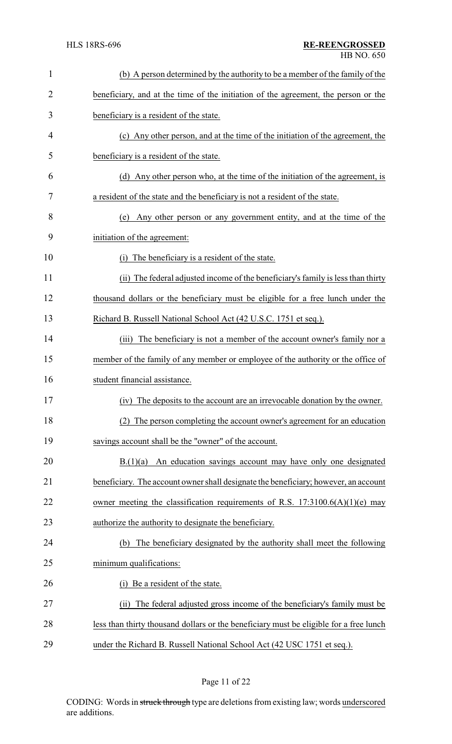(b) A person determined by the authority to be a member of the family of the beneficiary, and at the time of the initiation of the agreement, the person or the beneficiary is a resident of the state.

(c) Any other person, and at the time of the initiation of the agreement, the beneficiary is a resident of the state.

(d) Any other person who, at the time of the initiation of the agreement, is a resident of the state and the beneficiary is not a resident of the state.

(e) Any other person or any government entity, and at the time of the initiation of the agreement:

(i) The beneficiary is a resident of the state.

(ii) The federal adjusted income of the beneficiary's family is less than thirty thousand dollars or the beneficiary must be eligible for a free lunch under the Richard B. Russell National School Act (42 U.S.C. 1751 et seq.).

(iii) The beneficiary is not a member of the account owner's family nor a member of the family of any member or employee of the authority or the office of student financial assistance.

(iv) The deposits to the account are an irrevocable donation by the owner.

(2) The person completing the account owner's agreement for an education savings account shall be the "owner" of the account.

B.(1)(a) An education savings account may have only one designated beneficiary. The account owner shall designate the beneficiary; however, an account owner meeting the classification requirements of R.S. 17:3100.6(A)(1)(e) may authorize the authority to designate the beneficiary.

(b) The beneficiary designated by the authority shall meet the following minimum qualifications:

(i) Be a resident of the state.

(ii) The federal adjusted gross income of the beneficiary's family must be less than thirty thousand dollars or the beneficiary must be eligible for a free lunch under the Richard B. Russell National School Act (42 USC 1751 et seq.).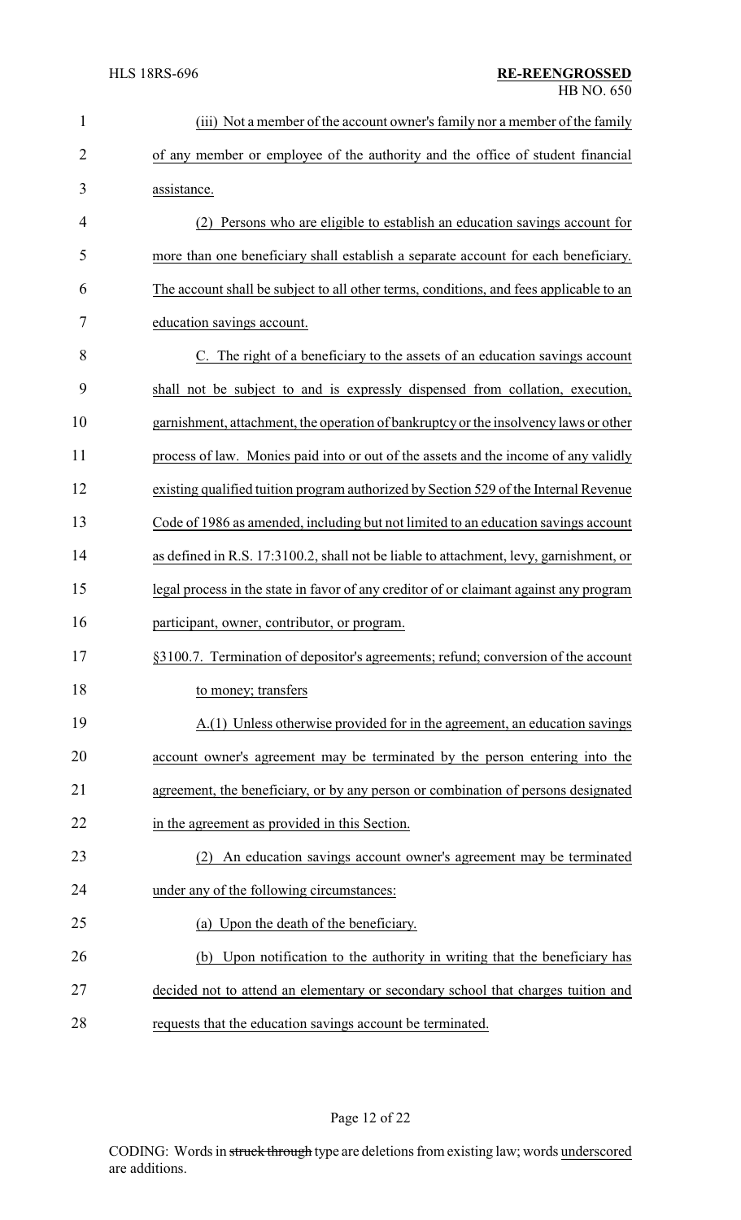(iii) Not a member of the account owner's family nor a member of the family of any member or employee of the authority and the office of student financial assistance.

(2) Persons who are eligible to establish an education savings account for more than one beneficiary shall establish a separate account for each beneficiary. The account shall be subject to all other terms, conditions, and fees applicable to an education savings account.

C. The right of a beneficiary to the assets of an education savings account shall not be subject to and is expressly dispensed from collation, execution, garnishment, attachment, the operation of bankruptcy or the insolvency laws or other process of law. Monies paid into or out of the assets and the income of any validly existing qualified tuition program authorized by Section 529 of the Internal Revenue Code of 1986 as amended, including but not limited to an education savings account as defined in R.S. 17:3100.2, shall not be liable to attachment, levy, garnishment, or legal process in the state in favor of any creditor of or claimant against any program participant, owner, contributor, or program.

§3100.7. Termination of depositor's agreements; refund; conversion of the account to money; transfers

A.(1) Unless otherwise provided for in the agreement, an education savings account owner's agreement may be terminated by the person entering into the agreement, the beneficiary, or by any person or combination of persons designated in the agreement as provided in this Section.

(2) An education savings account owner's agreement may be terminated under any of the following circumstances:

(a) Upon the death of the beneficiary.

(b) Upon notification to the authority in writing that the beneficiary has decided not to attend an elementary or secondary school that charges tuition and requests that the education savings account be terminated.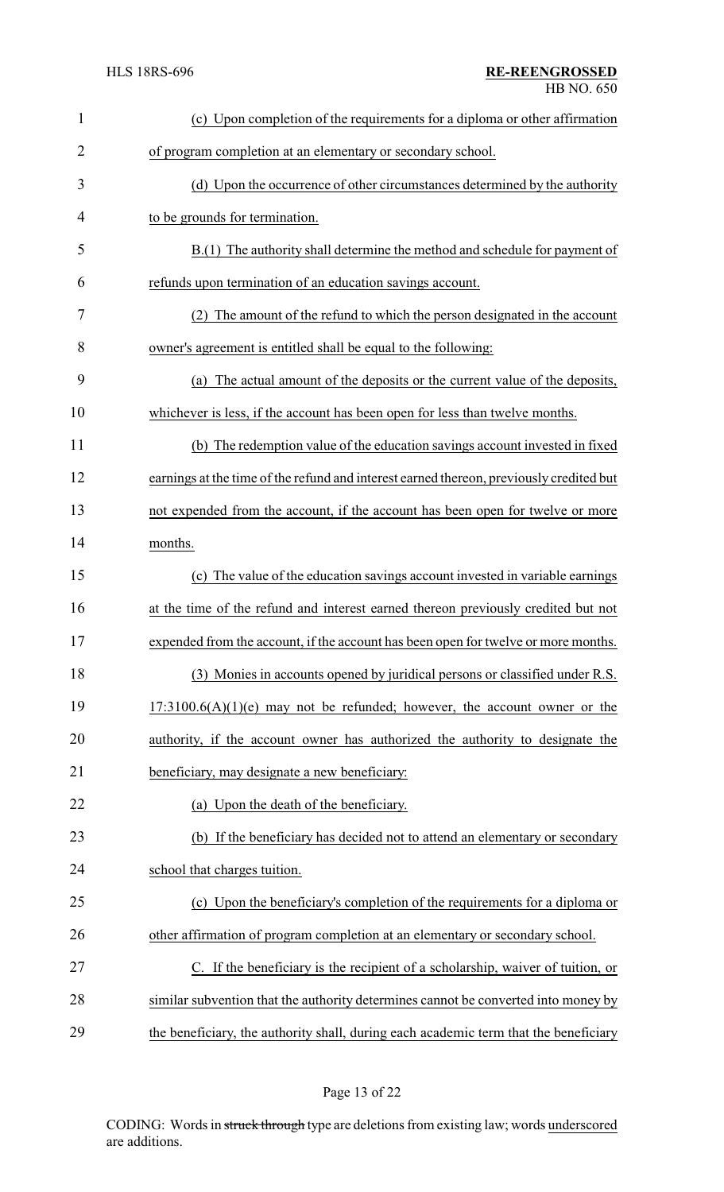(c) Upon completion of the requirements for a diploma or other affirmation of program completion at an elementary or secondary school.

(d) Upon the occurrence of other circumstances determined by the authority to be grounds for termination.

B.(1) The authority shall determine the method and schedule for payment of refunds upon termination of an education savings account.

(2) The amount of the refund to which the person designated in the account owner's agreement is entitled shall be equal to the following:

(a) The actual amount of the deposits or the current value of the deposits, whichever is less, if the account has been open for less than twelve months.

(b) The redemption value of the education savings account invested in fixed earnings at the time of the refund and interest earned thereon, previously credited but not expended from the account, if the account has been open for twelve or more months.

(c) The value of the education savings account invested in variable earnings at the time of the refund and interest earned thereon previously credited but not expended from the account, if the account has been open for twelve or more months.

(3) Monies in accounts opened by juridical persons or classified under R.S. 17:3100.6(A)(1)(e) may not be refunded; however, the account owner or the authority, if the account owner has authorized the authority to designate the beneficiary, may designate a new beneficiary:

(a) Upon the death of the beneficiary.

(b) If the beneficiary has decided not to attend an elementary or secondary school that charges tuition.

(c) Upon the beneficiary's completion of the requirements for a diploma or other affirmation of program completion at an elementary or secondary school.

C. If the beneficiary is the recipient of a scholarship, waiver of tuition, or similar subvention that the authority determines cannot be converted into money by the beneficiary, the authority shall, during each academic term that the beneficiary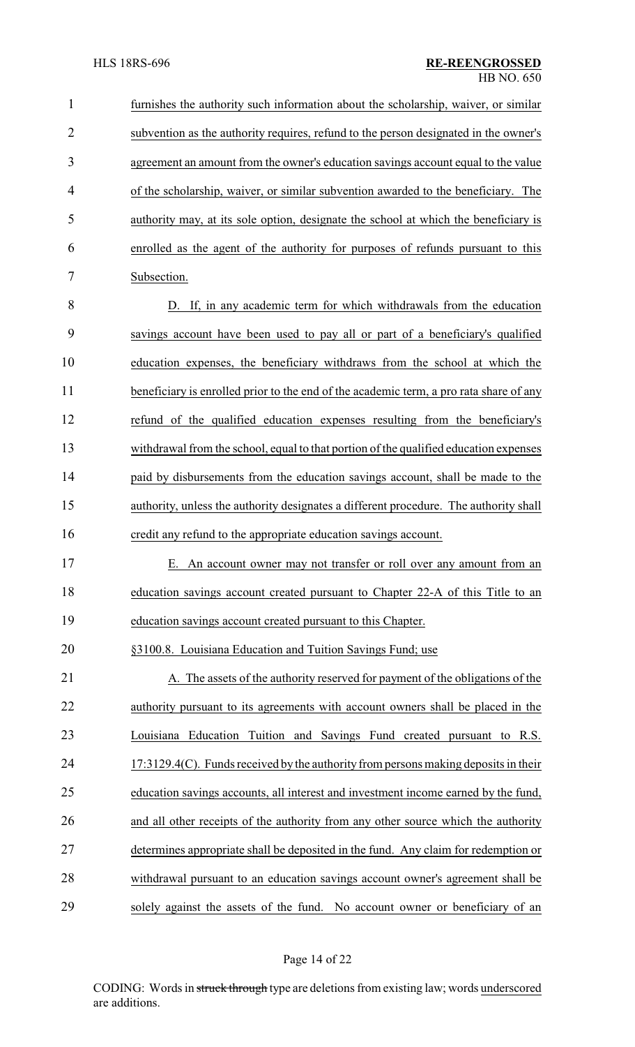furnishes the authority such information about the scholarship, waiver, or similar subvention as the authority requires, refund to the person designated in the owner's agreement an amount from the owner's education savings account equal to the value of the scholarship, waiver, or similar subvention awarded to the beneficiary. The authority may, at its sole option, designate the school at which the beneficiary is enrolled as the agent of the authority for purposes of refunds pursuant to this Subsection.

D. If, in any academic term for which withdrawals from the education savings account have been used to pay all or part of a beneficiary's qualified education expenses, the beneficiary withdraws from the school at which the beneficiary is enrolled prior to the end of the academic term, a pro rata share of any refund of the qualified education expenses resulting from the beneficiary's withdrawal from the school, equal to that portion of the qualified education expenses paid by disbursements from the education savings account, shall be made to the authority, unless the authority designates a different procedure. The authority shall credit any refund to the appropriate education savings account.

E. An account owner may not transfer or roll over any amount from an education savings account created pursuant to Chapter 22-A of this Title to an education savings account created pursuant to this Chapter.

§3100.8. Louisiana Education and Tuition Savings Fund; use

A. The assets of the authority reserved for payment of the obligations of the authority pursuant to its agreements with account owners shall be placed in the Louisiana Education Tuition and Savings Fund created pursuant to R.S. 17:3129.4(C). Funds received by the authority from persons making deposits in their education savings accounts, all interest and investment income earned by the fund, and all other receipts of the authority from any other source which the authority determines appropriate shall be deposited in the fund. Any claim for redemption or withdrawal pursuant to an education savings account owner's agreement shall be solely against the assets of the fund. No account owner or beneficiary of an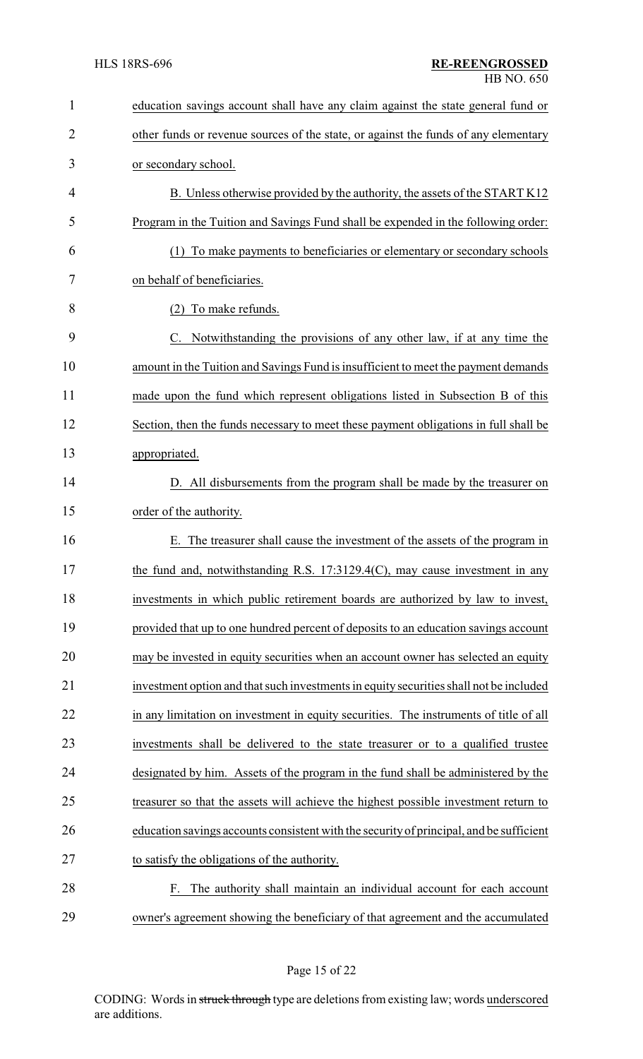education savings account shall have any claim against the state general fund or other funds or revenue sources of the state, or against the funds of any elementary or secondary school.

B. Unless otherwise provided by the authority, the assets of the START K12 Program in the Tuition and Savings Fund shall be expended in the following order:

(1) To make payments to beneficiaries or elementary or secondary schools on behalf of beneficiaries.

(2) To make refunds.

C. Notwithstanding the provisions of any other law, if at any time the amount in the Tuition and Savings Fund is insufficient to meet the payment demands made upon the fund which represent obligations listed in Subsection B of this Section, then the funds necessary to meet these payment obligations in full shall be appropriated.

D. All disbursements from the program shall be made by the treasurer on order of the authority.

E. The treasurer shall cause the investment of the assets of the program in the fund and, notwithstanding R.S. 17:3129.4(C), may cause investment in any investments in which public retirement boards are authorized by law to invest, provided that up to one hundred percent of deposits to an education savings account may be invested in equity securities when an account owner has selected an equity investment option and that such investments in equity securities shall not be included in any limitation on investment in equity securities. The instruments of title of all investments shall be delivered to the state treasurer or to a qualified trustee designated by him. Assets of the program in the fund shall be administered by the treasurer so that the assets will achieve the highest possible investment return to education savings accounts consistent with the security of principal, and be sufficient to satisfy the obligations of the authority.

F. The authority shall maintain an individual account for each account owner's agreement showing the beneficiary of that agreement and the accumulated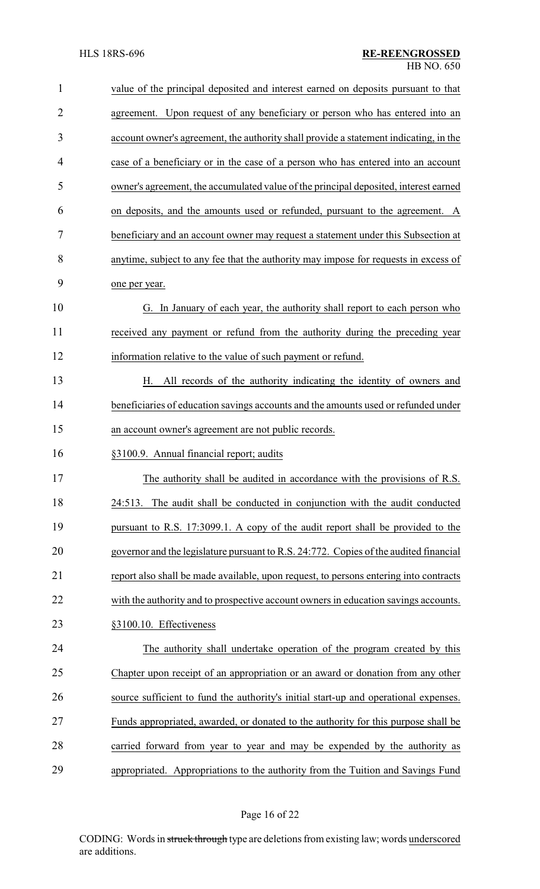value of the principal deposited and interest earned on deposits pursuant to that agreement. Upon request of any beneficiary or person who has entered into an account owner's agreement, the authority shall provide a statement indicating, in the case of a beneficiary or in the case of a person who has entered into an account owner's agreement, the accumulated value of the principal deposited, interest earned on deposits, and the amounts used or refunded, pursuant to the agreement. A beneficiary and an account owner may request a statement under this Subsection at anytime, subject to any fee that the authority may impose for requests in excess of one per year.

G. In January of each year, the authority shall report to each person who received any payment or refund from the authority during the preceding year information relative to the value of such payment or refund.

H. All records of the authority indicating the identity of owners and beneficiaries of education savings accounts and the amounts used or refunded under an account owner's agreement are not public records.

§3100.9. Annual financial report; audits

The authority shall be audited in accordance with the provisions of R.S. 24:513. The audit shall be conducted in conjunction with the audit conducted pursuant to R.S. 17:3099.1. A copy of the audit report shall be provided to the governor and the legislature pursuant to R.S. 24:772. Copies of the audited financial report also shall be made available, upon request, to persons entering into contracts with the authority and to prospective account owners in education savings accounts.

§3100.10. Effectiveness

The authority shall undertake operation of the program created by this Chapter upon receipt of an appropriation or an award or donation from any other source sufficient to fund the authority's initial start-up and operational expenses. Funds appropriated, awarded, or donated to the authority for this purpose shall be carried forward from year to year and may be expended by the authority as appropriated. Appropriations to the authority from the Tuition and Savings Fund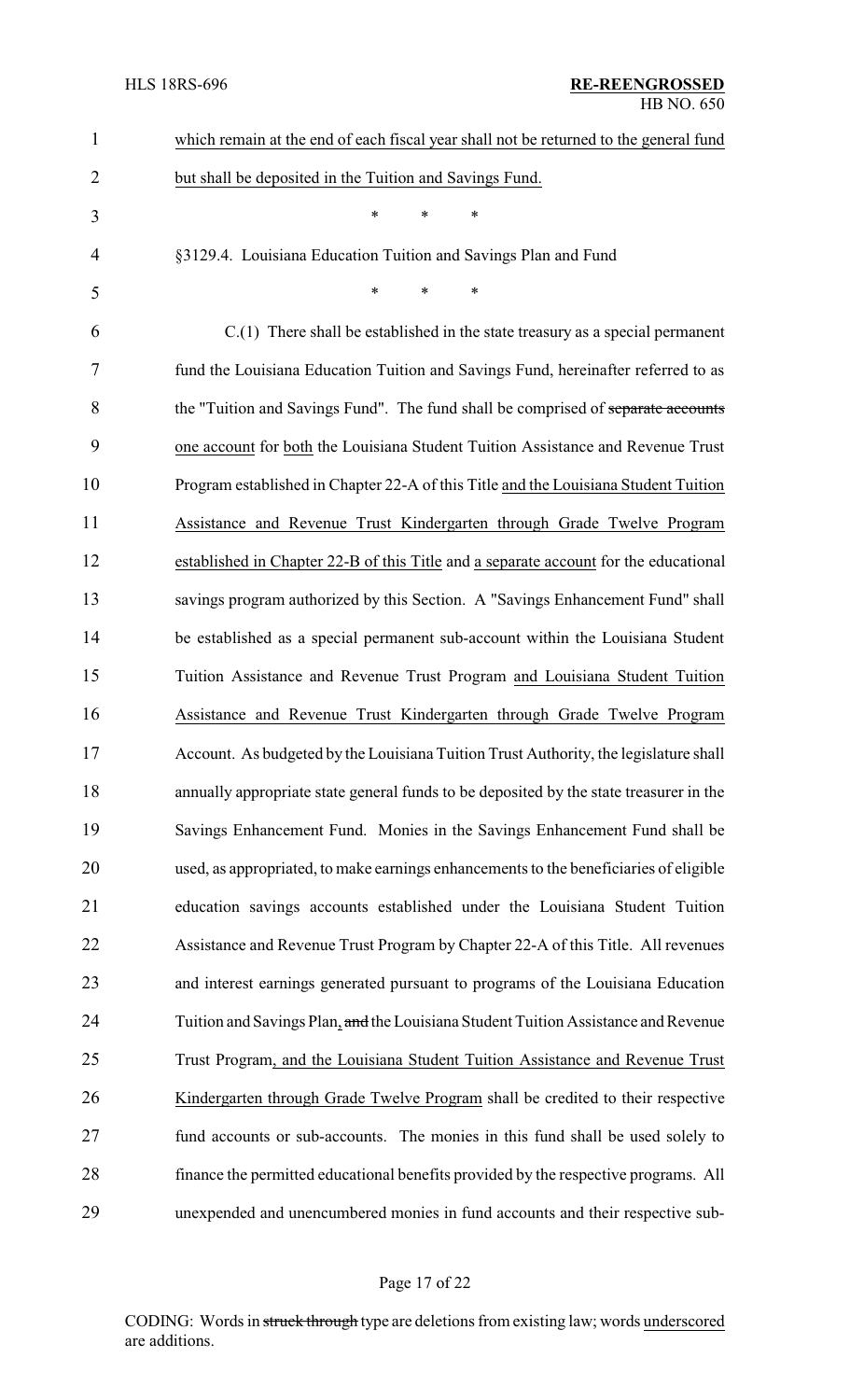which remain at the end of each fiscal year shall not be returned to the general fund but shall be deposited in the Tuition and Savings Fund.

\* \* \*

§3129.4. Louisiana Education Tuition and Savings Plan and Fund

\* \* \*

C.(1) There shall be established in the state treasury as a special permanent fund the Louisiana Education Tuition and Savings Fund, hereinafter referred to as the "Tuition and Savings Fund". The fund shall be comprised of ~~separate accounts~~ one account for both the Louisiana Student Tuition Assistance and Revenue Trust Program established in Chapter 22-A of this Title and the Louisiana Student Tuition Assistance and Revenue Trust Kindergarten through Grade Twelve Program established in Chapter 22-B of this Title and a separate account for the educational savings program authorized by this Section. A "Savings Enhancement Fund" shall be established as a special permanent sub-account within the Louisiana Student Tuition Assistance and Revenue Trust Program and Louisiana Student Tuition Assistance and Revenue Trust Kindergarten through Grade Twelve Program Account. As budgeted by the Louisiana Tuition Trust Authority, the legislature shall annually appropriate state general funds to be deposited by the state treasurer in the Savings Enhancement Fund. Monies in the Savings Enhancement Fund shall be used, as appropriated, to make earnings enhancements to the beneficiaries of eligible education savings accounts established under the Louisiana Student Tuition Assistance and Revenue Trust Program by Chapter 22-A of this Title. All revenues and interest earnings generated pursuant to programs of the Louisiana Education Tuition and Savings Plan, ~~and~~ the Louisiana Student Tuition Assistance and Revenue Trust Program, and the Louisiana Student Tuition Assistance and Revenue Trust Kindergarten through Grade Twelve Program shall be credited to their respective fund accounts or sub-accounts. The monies in this fund shall be used solely to finance the permitted educational benefits provided by the respective programs. All unexpended and unencumbered monies in fund accounts and their respective sub-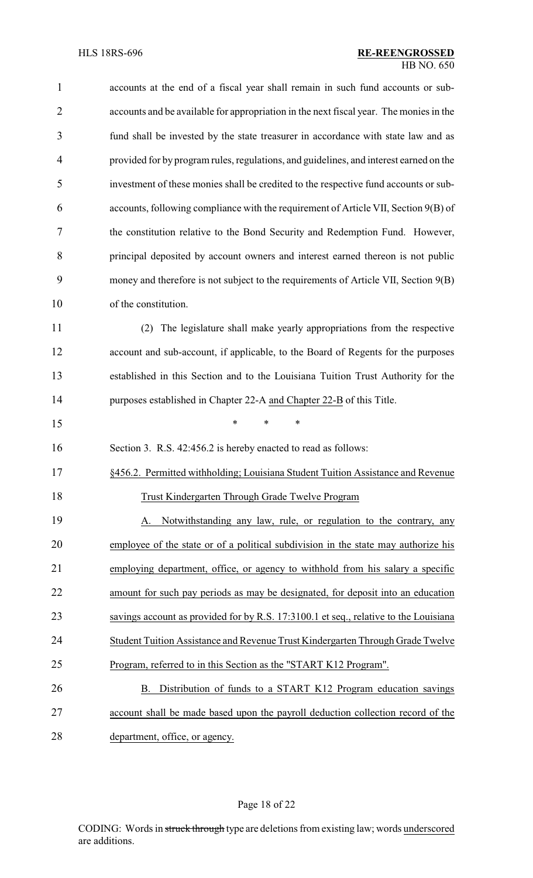accounts at the end of a fiscal year shall remain in such fund accounts or sub-accounts and be available for appropriation in the next fiscal year. The monies in the fund shall be invested by the state treasurer in accordance with state law and as provided for by program rules, regulations, and guidelines, and interest earned on the investment of these monies shall be credited to the respective fund accounts or sub-accounts, following compliance with the requirement of Article VII, Section 9(B) of the constitution relative to the Bond Security and Redemption Fund. However, principal deposited by account owners and interest earned thereon is not public money and therefore is not subject to the requirements of Article VII, Section 9(B) of the constitution.

(2) The legislature shall make yearly appropriations from the respective account and sub-account, if applicable, to the Board of Regents for the purposes established in this Section and to the Louisiana Tuition Trust Authority for the purposes established in Chapter 22-A <u>and Chapter 22-B</u> of this Title.

\* \* \*

Section 3. R.S. 42:456.2 is hereby enacted to read as follows:

<u>§456.2. Permitted withholding; Louisiana Student Tuition Assistance and Revenue Trust Kindergarten Through Grade Twelve Program</u>

<u>A. Notwithstanding any law, rule, or regulation to the contrary, any employee of the state or of a political subdivision in the state may authorize his employing department, office, or agency to withhold from his salary a specific amount for such pay periods as may be designated, for deposit into an education savings account as provided for by R.S. 17:3100.1 et seq., relative to the Louisiana Student Tuition Assistance and Revenue Trust Kindergarten Through Grade Twelve Program, referred to in this Section as the "START K12 Program".</u>

<u>B. Distribution of funds to a START K12 Program education savings account shall be made based upon the payroll deduction collection record of the department, office, or agency.</u>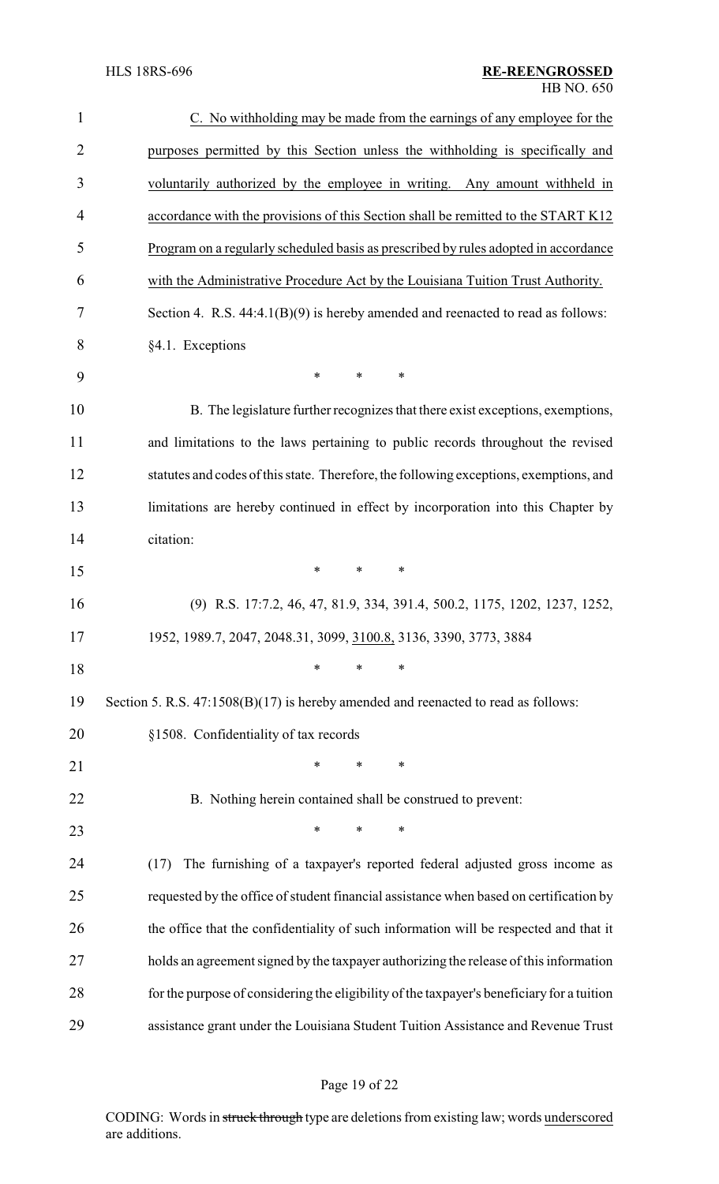C. No withholding may be made from the earnings of any employee for the purposes permitted by this Section unless the withholding is specifically and voluntarily authorized by the employee in writing. Any amount withheld in accordance with the provisions of this Section shall be remitted to the START K12 Program on a regularly scheduled basis as prescribed by rules adopted in accordance with the Administrative Procedure Act by the Louisiana Tuition Trust Authority.

Section 4. R.S. 44:4.1(B)(9) is hereby amended and reenacted to read as follows:

§4.1. Exceptions

\* \* \*

B. The legislature further recognizes that there exist exceptions, exemptions, and limitations to the laws pertaining to public records throughout the revised statutes and codes of this state. Therefore, the following exceptions, exemptions, and limitations are hereby continued in effect by incorporation into this Chapter by citation:

\* \* \*

(9) R.S. 17:7.2, 46, 47, 81.9, 334, 391.4, 500.2, 1175, 1202, 1237, 1252, 1952, 1989.7, 2047, 2048.31, 3099, 3100.8, 3136, 3390, 3773, 3884

\* \* \*

Section 5. R.S. 47:1508(B)(17) is hereby amended and reenacted to read as follows:

§1508. Confidentiality of tax records

\* \* \*

B. Nothing herein contained shall be construed to prevent:

\* \* \*

(17) The furnishing of a taxpayer's reported federal adjusted gross income as requested by the office of student financial assistance when based on certification by the office that the confidentiality of such information will be respected and that it holds an agreement signed by the taxpayer authorizing the release of this information for the purpose of considering the eligibility of the taxpayer's beneficiary for a tuition assistance grant under the Louisiana Student Tuition Assistance and Revenue Trust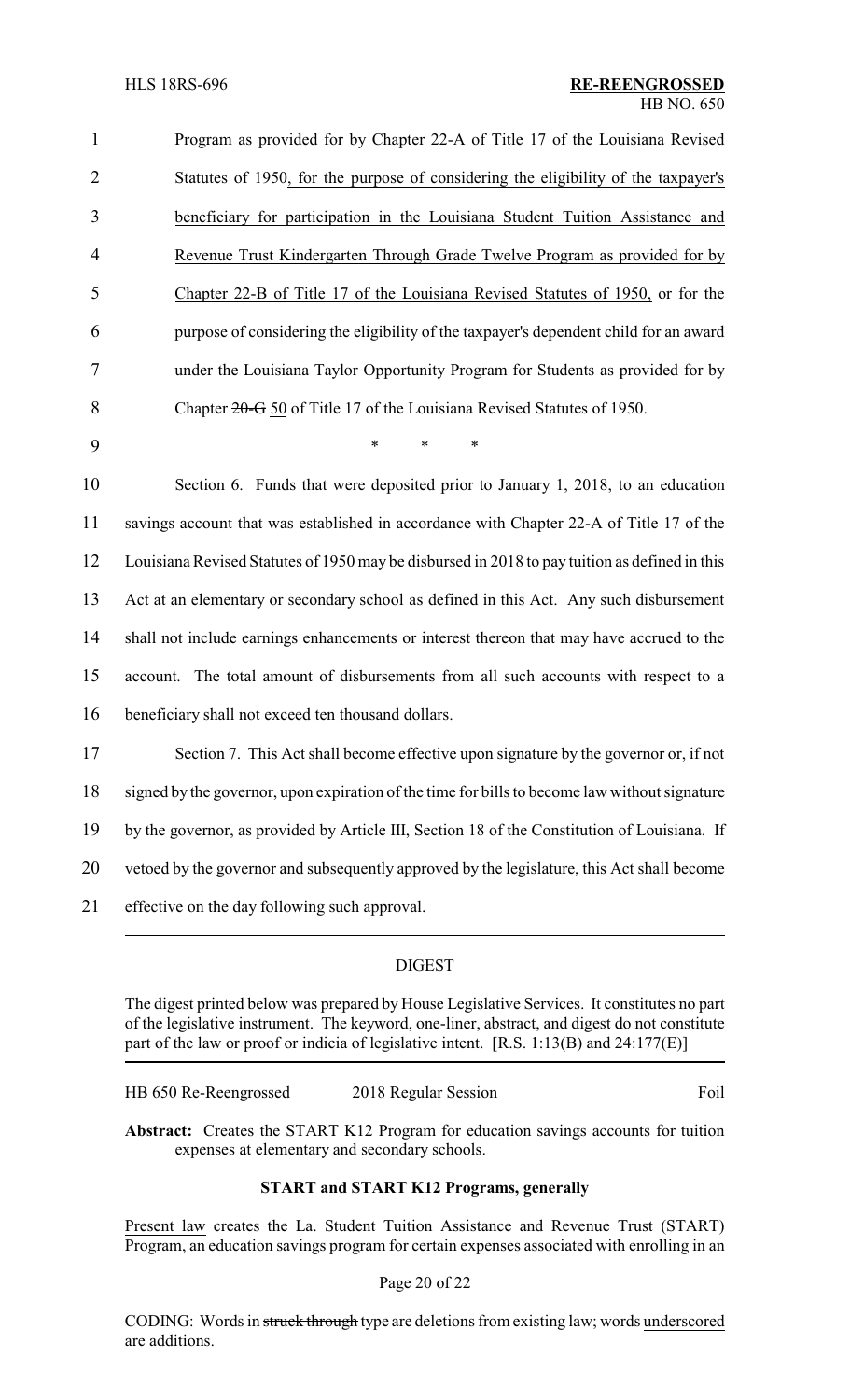Program as provided for by Chapter 22-A of Title 17 of the Louisiana Revised Statutes of 1950, for the purpose of considering the eligibility of the taxpayer's beneficiary for participation in the Louisiana Student Tuition Assistance and Revenue Trust Kindergarten Through Grade Twelve Program as provided for by Chapter 22-B of Title 17 of the Louisiana Revised Statutes of 1950, or for the purpose of considering the eligibility of the taxpayer's dependent child for an award under the Louisiana Taylor Opportunity Program for Students as provided for by Chapter ~~20-G~~ 50 of Title 17 of the Louisiana Revised Statutes of 1950.

\* \* \*

Section 6. Funds that were deposited prior to January 1, 2018, to an education savings account that was established in accordance with Chapter 22-A of Title 17 of the Louisiana Revised Statutes of 1950 may be disbursed in 2018 to pay tuition as defined in this Act at an elementary or secondary school as defined in this Act. Any such disbursement shall not include earnings enhancements or interest thereon that may have accrued to the account. The total amount of disbursements from all such accounts with respect to a beneficiary shall not exceed ten thousand dollars.

Section 7. This Act shall become effective upon signature by the governor or, if not signed by the governor, upon expiration of the time for bills to become law without signature by the governor, as provided by Article III, Section 18 of the Constitution of Louisiana. If vetoed by the governor and subsequently approved by the legislature, this Act shall become effective on the day following such approval.

## DIGEST

The digest printed below was prepared by House Legislative Services. It constitutes no part of the legislative instrument. The keyword, one-liner, abstract, and digest do not constitute part of the law or proof or indicia of legislative intent. [R.S. 1:13(B) and 24:177(E)]

HB 650 Re-Reengrossed    2018 Regular Session    Foil

**Abstract:** Creates the START K12 Program for education savings accounts for tuition expenses at elementary and secondary schools.

### START and START K12 Programs, generally

Present law creates the La. Student Tuition Assistance and Revenue Trust (START) Program, an education savings program for certain expenses associated with enrolling in an

CODING: Words in ~~struck through~~ type are deletions from existing law; words underscored are additions.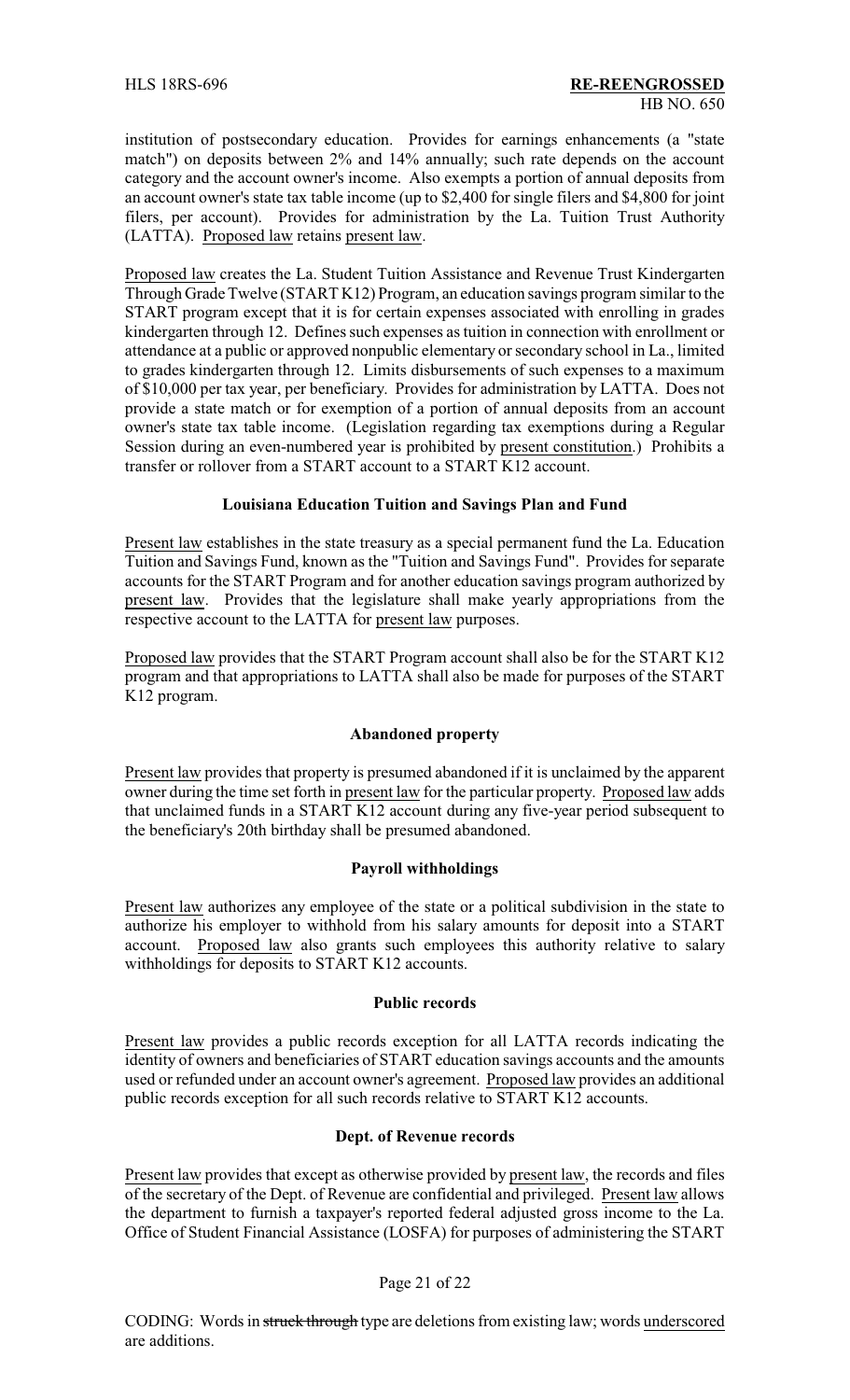institution of postsecondary education. Provides for earnings enhancements (a "state match") on deposits between 2% and 14% annually; such rate depends on the account category and the account owner's income. Also exempts a portion of annual deposits from an account owner's state tax table income (up to $2,400 for single filers and $4,800 for joint filers, per account). Provides for administration by the La. Tuition Trust Authority (LATTA). Proposed law retains present law.

Proposed law creates the La. Student Tuition Assistance and Revenue Trust Kindergarten Through Grade Twelve (START K12) Program, an education savings program similar to the START program except that it is for certain expenses associated with enrolling in grades kindergarten through 12. Defines such expenses as tuition in connection with enrollment or attendance at a public or approved nonpublic elementary or secondary school in La., limited to grades kindergarten through 12. Limits disbursements of such expenses to a maximum of $10,000 per tax year, per beneficiary. Provides for administration by LATTA. Does not provide a state match or for exemption of a portion of annual deposits from an account owner's state tax table income. (Legislation regarding tax exemptions during a Regular Session during an even-numbered year is prohibited by present constitution.) Prohibits a transfer or rollover from a START account to a START K12 account.

**Louisiana Education Tuition and Savings Plan and Fund**

Present law establishes in the state treasury as a special permanent fund the La. Education Tuition and Savings Fund, known as the "Tuition and Savings Fund". Provides for separate accounts for the START Program and for another education savings program authorized by present law. Provides that the legislature shall make yearly appropriations from the respective account to the LATTA for present law purposes.

Proposed law provides that the START Program account shall also be for the START K12 program and that appropriations to LATTA shall also be made for purposes of the START K12 program.

**Abandoned property**

Present law provides that property is presumed abandoned if it is unclaimed by the apparent owner during the time set forth in present law for the particular property. Proposed law adds that unclaimed funds in a START K12 account during any five-year period subsequent to the beneficiary's 20th birthday shall be presumed abandoned.

**Payroll withholdings**

Present law authorizes any employee of the state or a political subdivision in the state to authorize his employer to withhold from his salary amounts for deposit into a START account. Proposed law also grants such employees this authority relative to salary withholdings for deposits to START K12 accounts.

**Public records**

Present law provides a public records exception for all LATTA records indicating the identity of owners and beneficiaries of START education savings accounts and the amounts used or refunded under an account owner's agreement. Proposed law provides an additional public records exception for all such records relative to START K12 accounts.

**Dept. of Revenue records**

Present law provides that except as otherwise provided by present law, the records and files of the secretary of the Dept. of Revenue are confidential and privileged. Present law allows the department to furnish a taxpayer's reported federal adjusted gross income to the La. Office of Student Financial Assistance (LOSFA) for purposes of administering the START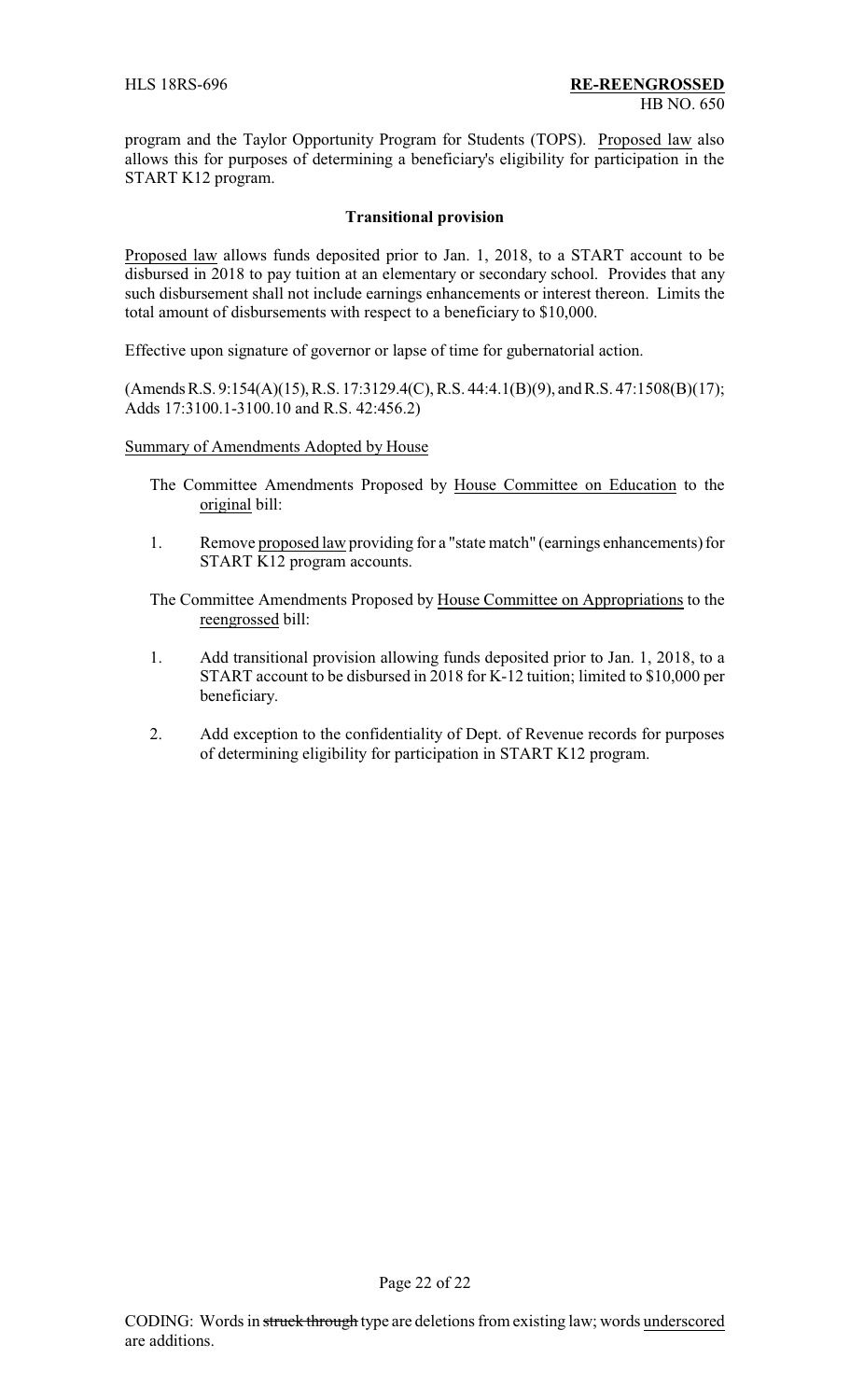program and the Taylor Opportunity Program for Students (TOPS). Proposed law also allows this for purposes of determining a beneficiary's eligibility for participation in the START K12 program.

**Transitional provision**

Proposed law allows funds deposited prior to Jan. 1, 2018, to a START account to be disbursed in 2018 to pay tuition at an elementary or secondary school. Provides that any such disbursement shall not include earnings enhancements or interest thereon. Limits the total amount of disbursements with respect to a beneficiary to $10,000.

Effective upon signature of governor or lapse of time for gubernatorial action.

(Amends R.S. 9:154(A)(15), R.S. 17:3129.4(C), R.S. 44:4.1(B)(9), and R.S. 47:1508(B)(17); Adds 17:3100.1-3100.10 and R.S. 42:456.2)

Summary of Amendments Adopted by House

The Committee Amendments Proposed by House Committee on Education to the original bill:

1. Remove proposed law providing for a "state match" (earnings enhancements) for START K12 program accounts.

The Committee Amendments Proposed by House Committee on Appropriations to the reengrossed bill:

1. Add transitional provision allowing funds deposited prior to Jan. 1, 2018, to a START account to be disbursed in 2018 for K-12 tuition; limited to $10,000 per beneficiary.

2. Add exception to the confidentiality of Dept. of Revenue records for purposes of determining eligibility for participation in START K12 program.

CODING: Words in ~~struck through~~ type are deletions from existing law; words underscored are additions.